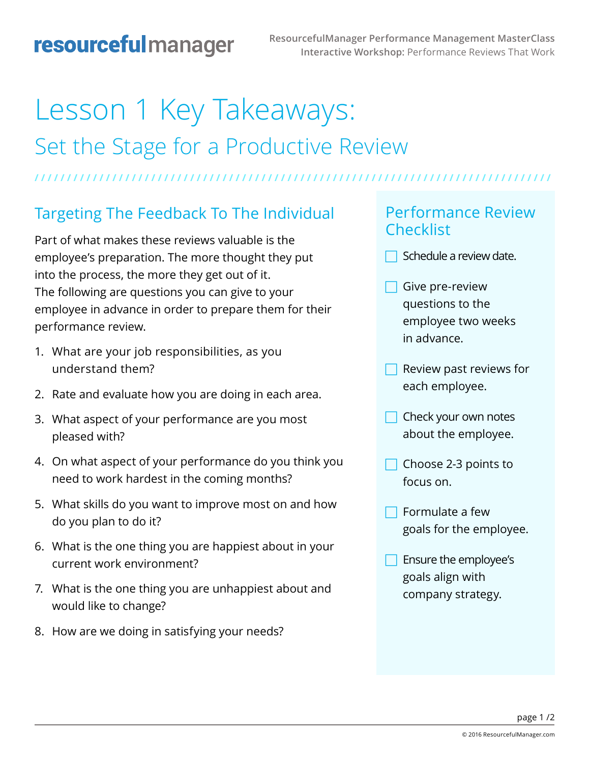# Lesson 1 Key Takeaways:

## Set the Stage for a Productive Review

### Targeting The Feedback To The Individual

Part of what makes these reviews valuable is the employee's preparation. The more thought they put into the process, the more they get out of it. The following are questions you can give to your employee in advance in order to prepare them for their performance review.

1. What are your job responsibilities, as you understand them?
2. Rate and evaluate how you are doing in each area.
3. What aspect of your performance are you most pleased with?
4. On what aspect of your performance do you think you need to work hardest in the coming months?
5. What skills do you want to improve most on and how do you plan to do it?
6. What is the one thing you are happiest about in your current work environment?
7. What is the one thing you are unhappiest about and would like to change?
8. How are we doing in satisfying your needs?

### Performance Review Checklist

- [ ] Schedule a review date.
- [ ] Give pre-review questions to the employee two weeks in advance.
- [ ] Review past reviews for each employee.
- [ ] Check your own notes about the employee.
- [ ] Choose 2-3 points to focus on.
- [ ] Formulate a few goals for the employee.
- [ ] Ensure the employee's goals align with company strategy.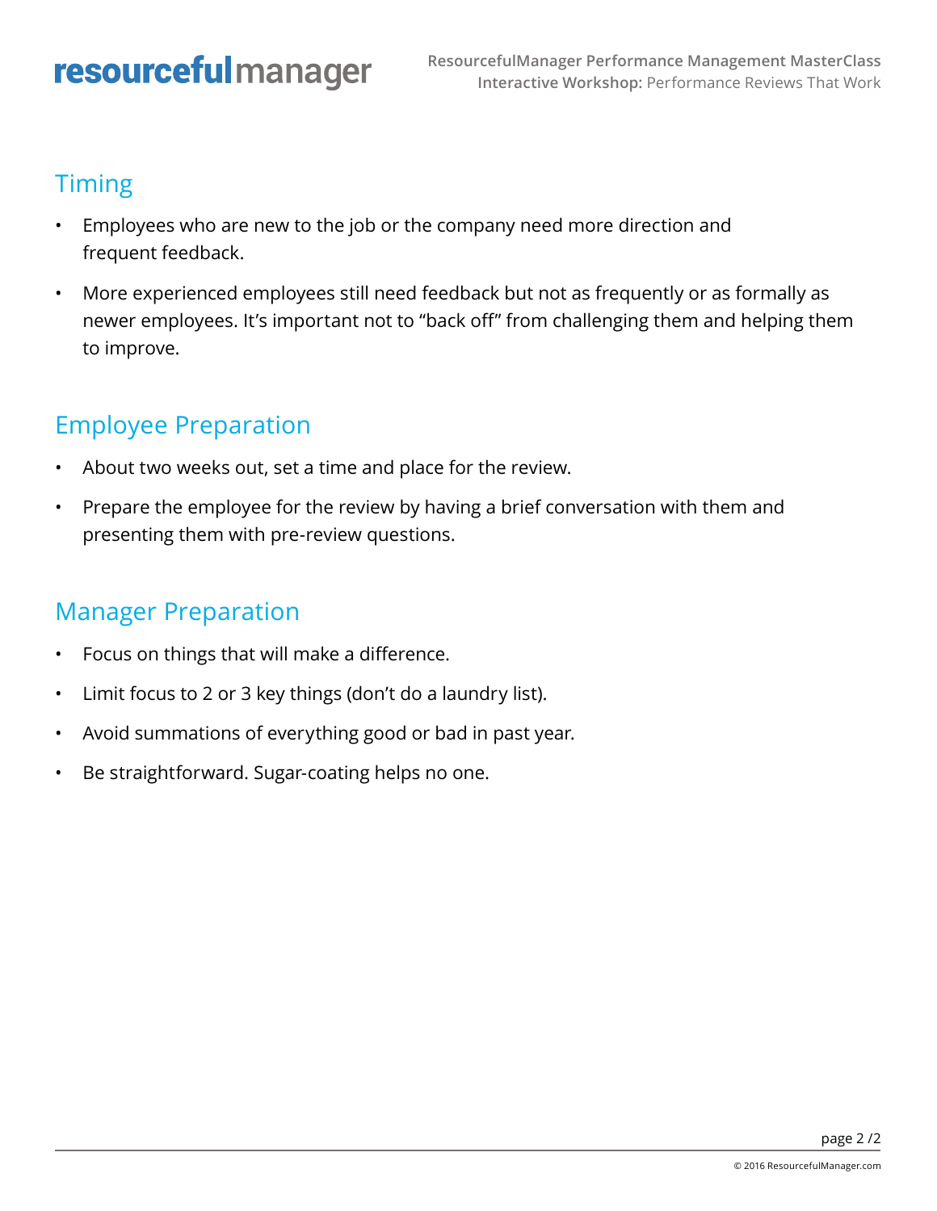## Timing

- Employees who are new to the job or the company need more direction and frequent feedback.
- More experienced employees still need feedback but not as frequently or as formally as newer employees. It's important not to "back off" from challenging them and helping them to improve.

## Employee Preparation

- About two weeks out, set a time and place for the review.
- Prepare the employee for the review by having a brief conversation with them and presenting them with pre-review questions.

## Manager Preparation

- Focus on things that will make a difference.
- Limit focus to 2 or 3 key things (don't do a laundry list).
- Avoid summations of everything good or bad in past year.
- Be straightforward. Sugar-coating helps no one.